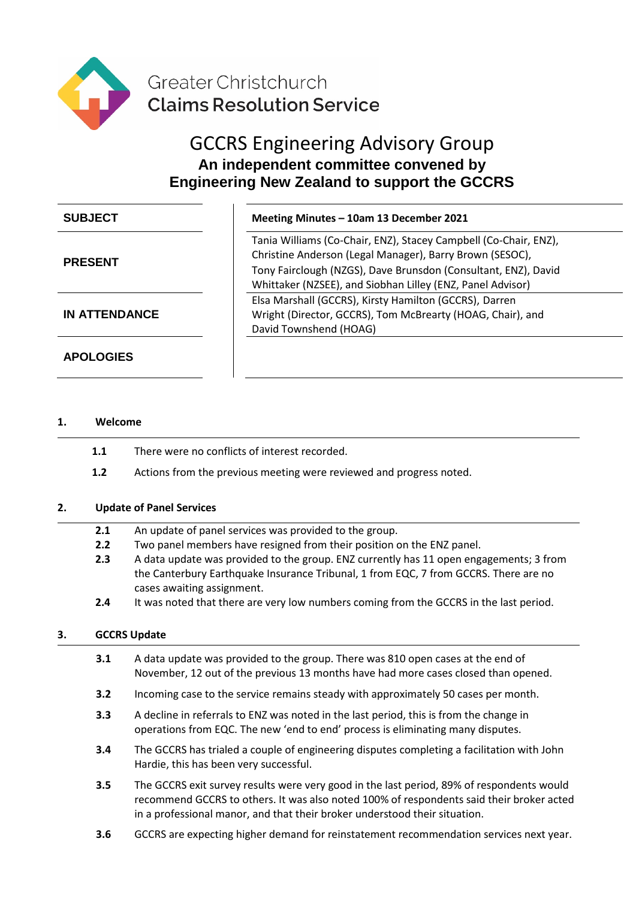Greater Christchurch
**Claims Resolution Service**

# GCCRS Engineering Advisory Group

**An independent committee convened by Engineering New Zealand to support the GCCRS**

| | |
|---|---|
| **SUBJECT** | **Meeting Minutes – 10am 13 December 2021** |
| **PRESENT** | Tania Williams (Co-Chair, ENZ), Stacey Campbell (Co-Chair, ENZ), Christine Anderson (Legal Manager), Barry Brown (SESOC), Tony Fairclough (NZGS), Dave Brunsdon (Consultant, ENZ), David Whittaker (NZSEE), and Siobhan Lilley (ENZ, Panel Advisor) |
| **IN ATTENDANCE** | Elsa Marshall (GCCRS), Kirsty Hamilton (GCCRS), Darren Wright (Director, GCCRS), Tom McBrearty (HOAG, Chair), and David Townshend (HOAG) |
| **APOLOGIES** | |

## 1. Welcome

**1.1** There were no conflicts of interest recorded.

**1.2** Actions from the previous meeting were reviewed and progress noted.

## 2. Update of Panel Services

**2.1** An update of panel services was provided to the group.

**2.2** Two panel members have resigned from their position on the ENZ panel.

**2.3** A data update was provided to the group. ENZ currently has 11 open engagements; 3 from the Canterbury Earthquake Insurance Tribunal, 1 from EQC, 7 from GCCRS. There are no cases awaiting assignment.

**2.4** It was noted that there are very low numbers coming from the GCCRS in the last period.

## 3. GCCRS Update

**3.1** A data update was provided to the group. There was 810 open cases at the end of November, 12 out of the previous 13 months have had more cases closed than opened.

**3.2** Incoming case to the service remains steady with approximately 50 cases per month.

**3.3** A decline in referrals to ENZ was noted in the last period, this is from the change in operations from EQC. The new 'end to end' process is eliminating many disputes.

**3.4** The GCCRS has trialed a couple of engineering disputes completing a facilitation with John Hardie, this has been very successful.

**3.5** The GCCRS exit survey results were very good in the last period, 89% of respondents would recommend GCCRS to others. It was also noted 100% of respondents said their broker acted in a professional manor, and that their broker understood their situation.

**3.6** GCCRS are expecting higher demand for reinstatement recommendation services next year.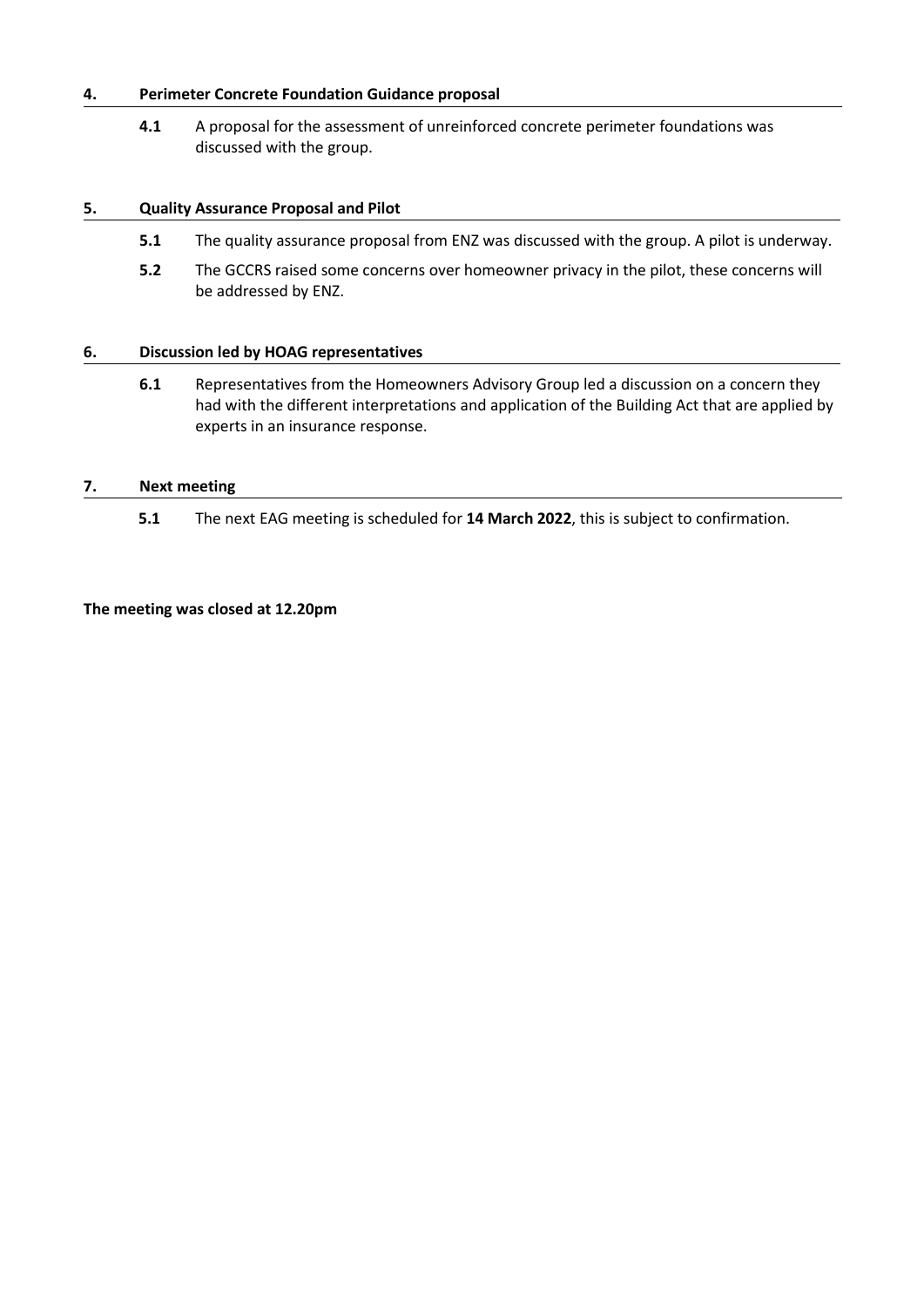## 4. Perimeter Concrete Foundation Guidance proposal

**4.1** A proposal for the assessment of unreinforced concrete perimeter foundations was discussed with the group.

## 5. Quality Assurance Proposal and Pilot

**5.1** The quality assurance proposal from ENZ was discussed with the group. A pilot is underway.

**5.2** The GCCRS raised some concerns over homeowner privacy in the pilot, these concerns will be addressed by ENZ.

## 6. Discussion led by HOAG representatives

**6.1** Representatives from the Homeowners Advisory Group led a discussion on a concern they had with the different interpretations and application of the Building Act that are applied by experts in an insurance response.

## 7. Next meeting

**5.1** The next EAG meeting is scheduled for **14 March 2022**, this is subject to confirmation.

**The meeting was closed at 12.20pm**